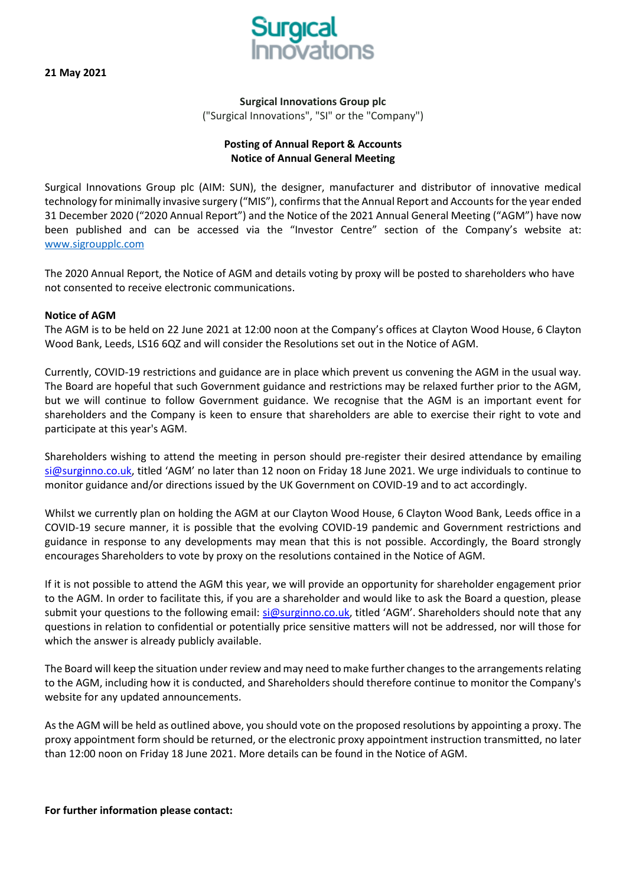**21 May 2021**

**Surgical Innovations Group plc**
("Surgical Innovations", "SI" or the "Company")

**Posting of Annual Report & Accounts**
**Notice of Annual General Meeting**

Surgical Innovations Group plc (AIM: SUN), the designer, manufacturer and distributor of innovative medical technology for minimally invasive surgery ("MIS"), confirms that the Annual Report and Accounts for the year ended 31 December 2020 ("2020 Annual Report") and the Notice of the 2021 Annual General Meeting ("AGM") have now been published and can be accessed via the "Investor Centre" section of the Company's website at: www.sigroupplc.com

The 2020 Annual Report, the Notice of AGM and details voting by proxy will be posted to shareholders who have not consented to receive electronic communications.

**Notice of AGM**

The AGM is to be held on 22 June 2021 at 12:00 noon at the Company's offices at Clayton Wood House, 6 Clayton Wood Bank, Leeds, LS16 6QZ and will consider the Resolutions set out in the Notice of AGM.

Currently, COVID-19 restrictions and guidance are in place which prevent us convening the AGM in the usual way. The Board are hopeful that such Government guidance and restrictions may be relaxed further prior to the AGM, but we will continue to follow Government guidance. We recognise that the AGM is an important event for shareholders and the Company is keen to ensure that shareholders are able to exercise their right to vote and participate at this year's AGM.

Shareholders wishing to attend the meeting in person should pre-register their desired attendance by emailing si@surginno.co.uk, titled 'AGM' no later than 12 noon on Friday 18 June 2021. We urge individuals to continue to monitor guidance and/or directions issued by the UK Government on COVID-19 and to act accordingly.

Whilst we currently plan on holding the AGM at our Clayton Wood House, 6 Clayton Wood Bank, Leeds office in a COVID-19 secure manner, it is possible that the evolving COVID-19 pandemic and Government restrictions and guidance in response to any developments may mean that this is not possible. Accordingly, the Board strongly encourages Shareholders to vote by proxy on the resolutions contained in the Notice of AGM.

If it is not possible to attend the AGM this year, we will provide an opportunity for shareholder engagement prior to the AGM. In order to facilitate this, if you are a shareholder and would like to ask the Board a question, please submit your questions to the following email: si@surginno.co.uk, titled 'AGM'. Shareholders should note that any questions in relation to confidential or potentially price sensitive matters will not be addressed, nor will those for which the answer is already publicly available.

The Board will keep the situation under review and may need to make further changes to the arrangements relating to the AGM, including how it is conducted, and Shareholders should therefore continue to monitor the Company's website for any updated announcements.

As the AGM will be held as outlined above, you should vote on the proposed resolutions by appointing a proxy. The proxy appointment form should be returned, or the electronic proxy appointment instruction transmitted, no later than 12:00 noon on Friday 18 June 2021. More details can be found in the Notice of AGM.

**For further information please contact:**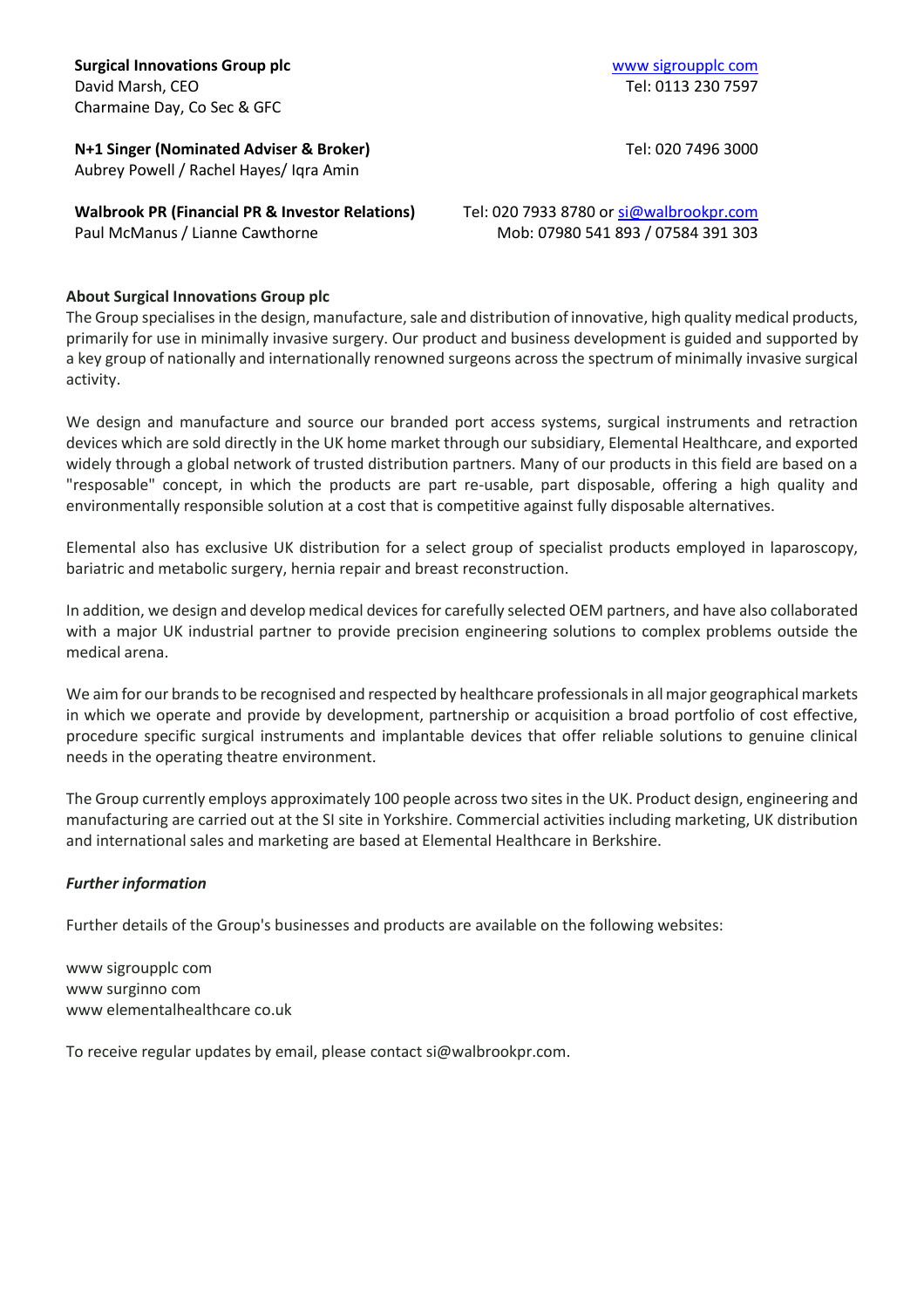| | |
|---|---|
| **Surgical Innovations Group plc** | www sigroupplc com |
| David Marsh, CEO | Tel: 0113 230 7597 |
| Charmaine Day, Co Sec & GFC | |
| | |
| **N+1 Singer (Nominated Adviser & Broker)** | Tel: 020 7496 3000 |
| Aubrey Powell / Rachel Hayes/ Iqra Amin | |
| | |
| **Walbrook PR (Financial PR & Investor Relations)** | Tel: 020 7933 8780 or si@walbrookpr.com |
| Paul McManus / Lianne Cawthorne | Mob: 07980 541 893 / 07584 391 303 |

**About Surgical Innovations Group plc**

The Group specialises in the design, manufacture, sale and distribution of innovative, high quality medical products, primarily for use in minimally invasive surgery. Our product and business development is guided and supported by a key group of nationally and internationally renowned surgeons across the spectrum of minimally invasive surgical activity.

We design and manufacture and source our branded port access systems, surgical instruments and retraction devices which are sold directly in the UK home market through our subsidiary, Elemental Healthcare, and exported widely through a global network of trusted distribution partners. Many of our products in this field are based on a "resposable" concept, in which the products are part re-usable, part disposable, offering a high quality and environmentally responsible solution at a cost that is competitive against fully disposable alternatives.

Elemental also has exclusive UK distribution for a select group of specialist products employed in laparoscopy, bariatric and metabolic surgery, hernia repair and breast reconstruction.

In addition, we design and develop medical devices for carefully selected OEM partners, and have also collaborated with a major UK industrial partner to provide precision engineering solutions to complex problems outside the medical arena.

We aim for our brands to be recognised and respected by healthcare professionals in all major geographical markets in which we operate and provide by development, partnership or acquisition a broad portfolio of cost effective, procedure specific surgical instruments and implantable devices that offer reliable solutions to genuine clinical needs in the operating theatre environment.

The Group currently employs approximately 100 people across two sites in the UK. Product design, engineering and manufacturing are carried out at the SI site in Yorkshire. Commercial activities including marketing, UK distribution and international sales and marketing are based at Elemental Healthcare in Berkshire.

***Further information***

Further details of the Group's businesses and products are available on the following websites:

www sigroupplc com  
www surginno com  
www elementalhealthcare co.uk

To receive regular updates by email, please contact si@walbrookpr.com.